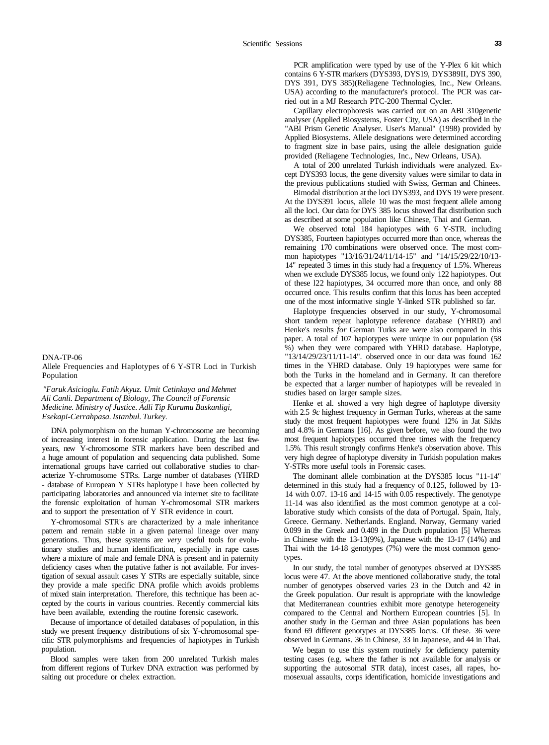DNA-TP-06

Allele Frequencies and Haplotypes of 6 Y-STR Loci in Turkish Population

*"Faruk Asicioglu. Fatih Akyuz. Umit Cetinkaya and Mehmet Ali Canli. Department of Biology, The Council of Forensic Medicine. Ministry of Justice. Adli Tip Kurumu Baskanligi, Esekapi-Cerrahpasa. Istanbul. Turkey.*

DNA polymorphism on the human Y-chromosome are becoming of increasing interest in forensic application. During the last few-years, new Y-chromosome STR markers have been described and a huge amount of population and sequencing data published. Some international groups have carried out collaborative studies to characterize Y-chromosome STRs. Large number of databases (YHRD - database of European Y STRs haplotype I have been collected by participating laboratories and announced via internet site to facilitate the forensic exploitation of human Y-chromosomal STR markers and to support the presentation of Y STR evidence in court.

Y-chromosomal STR's are characterized by a male inheritance pattern and remain stable in a given paternal lineage over many generations. Thus, these systems are *very* useful tools for evolutionary studies and human identification, especially in rape cases where a mixture of male and female DNA is present and in paternity deficiency cases when the putative father is not available. For investigation of sexual assault cases Y STRs are especially suitable, since they provide a male specific DNA profile which avoids problems of mixed stain interpretation. Therefore, this technique has been accepted by the courts in various countries. Recently commercial kits have been available, extending the routine forensic casework.

Because of importance of detailed databases of population, in this study we present frequency distributions of six Y-chromosomal specific STR polymorphisms and frequencies of hapiotypes in Turkish population.

Blood samples were taken from 200 unrelated Turkish males from different regions of Turkev DNA extraction was performed by salting out procedure or chelex extraction.

PCR amplification were typed by use of the Y-Plex 6 kit which contains 6 Y-STR markers (DYS393, DYS19, DYS389II, DYS 390, DYS 391, DYS 385)(Reliagene Technologies, Inc., New Orleans. USA) according to the manufacturer's protocol. The PCR was carried out in a MJ Research PTC-200 Thermal Cycler.

Capillary electrophoresis was carried out on an ABI 310genetic analyser (Applied Biosystems, Foster City, USA) as described in the "ABI Prism Genetic Analyser. User's Manual" (1998) provided by Applied Biosystems. Allele designations were determined according to fragment size in base pairs, using the allele designation guide provided (Reliagene Technologies, Inc., New Orleans, USA).

A total of 200 unrelated Turkish individuals were analyzed. Except DYS393 locus, the gene diversity values were similar to data in the previous publications studied with Swiss, German and Chinees.

Bimodal distribution at the loci DYS393, and DYS 19 were present. At the DYS391 locus, allele 10 was the most frequent allele among all the loci. Our data for DYS 385 locus showed flat distribution such as described at some population like Chinese, Thai and German.

We observed total 184 hapiotypes with 6 Y-STR. including DYS385, Fourteen hapiotypes occurred more than once, whereas the remaining 170 combinations were observed once. The most common hapiotypes "13/16/31/24/11/14-15" and "14/15/29/22/10/13-14" repeated 3 times in this study had a frequency of 1.5%. Whereas when we exclude DYS385 locus, we found only 122 hapiotypes. Out of these l22 hapiotypes, 34 occurred more than once, and only 88 occurred once. This results confirm that this locus has been accepted one of the most informative single Y-linked STR published so far.

Haplotype frequencies observed in our study, Y-chromosomal short tandem repeat haplotype reference database (YHRD) and Henke's results *for* German Turks are were also compared in this paper. A total of 107 hapiotypes were unique in our population (58 %) when they were compared with YHRD database. Haplotype, "13/14/29/23/11/11-14". observed once in our data was found 162 times in the YHRD database. Only 19 hapiotypes were same for both the Turks in the homeland and in Germany. It can therefore be expected that a larger number of hapiotypes will be revealed in studies based on larger sample sizes.

Henke et al. showed a very high degree of haplotype diversity with 2.5 *9c* highest frequency in German Turks, whereas at the same study the most frequent hapiotypes were found 12% in Jat Sikhs and 4.8% in Germans [16]. As given before, we also found the two most frequent hapiotypes occurred three times with the frequency 1.5%. This result strongly confirms Henke's observation above. This very high degree of haplotype diversity in Turkish population makes Y-STRs more useful tools in Forensic cases.

The dominant allele combination at the DYS385 locus "11-14" determined in this study had a frequency of 0.125, followed by 13-14 with 0.07. 13-16 and 14-15 with 0.05 respectively. The genotype 11-14 was also identified as the most common genotype at a collaborative study which consists of the data of Portugal. Spain, Italy, Greece. Germany. Netherlands. England. Norway, Germany varied 0.099 in the Greek and 0.409 in the Dutch population [5] Whereas in Chinese with the 13-13(9%), Japanese with the 13-17 (14%) and Thai with the 14-18 genotypes (7%) were the most common genotypes.

In our study, the total number of genotypes observed at DYS385 locus were 47. At the above mentioned collaborative study, the total number of genotypes observed varies 23 in the Dutch and 42 in the Greek population. Our result is appropriate with the knowledge that Mediterranean countries exhibit more genotype heterogeneity compared to the Central and Northern European countries [5]. In another study in the German and three Asian populations has been found 69 different genotypes at DYS385 locus. Of these. 36 were observed in Germans. 36 in Chinese, 33 in Japanese, and 44 in Thai.

We began to use this system routinely for deficiency paternity testing cases (e.g. where the father is not available for analysis or supporting the autosomal STR data), incest cases, all rapes, homosexual assaults, corps identification, homicide investigations and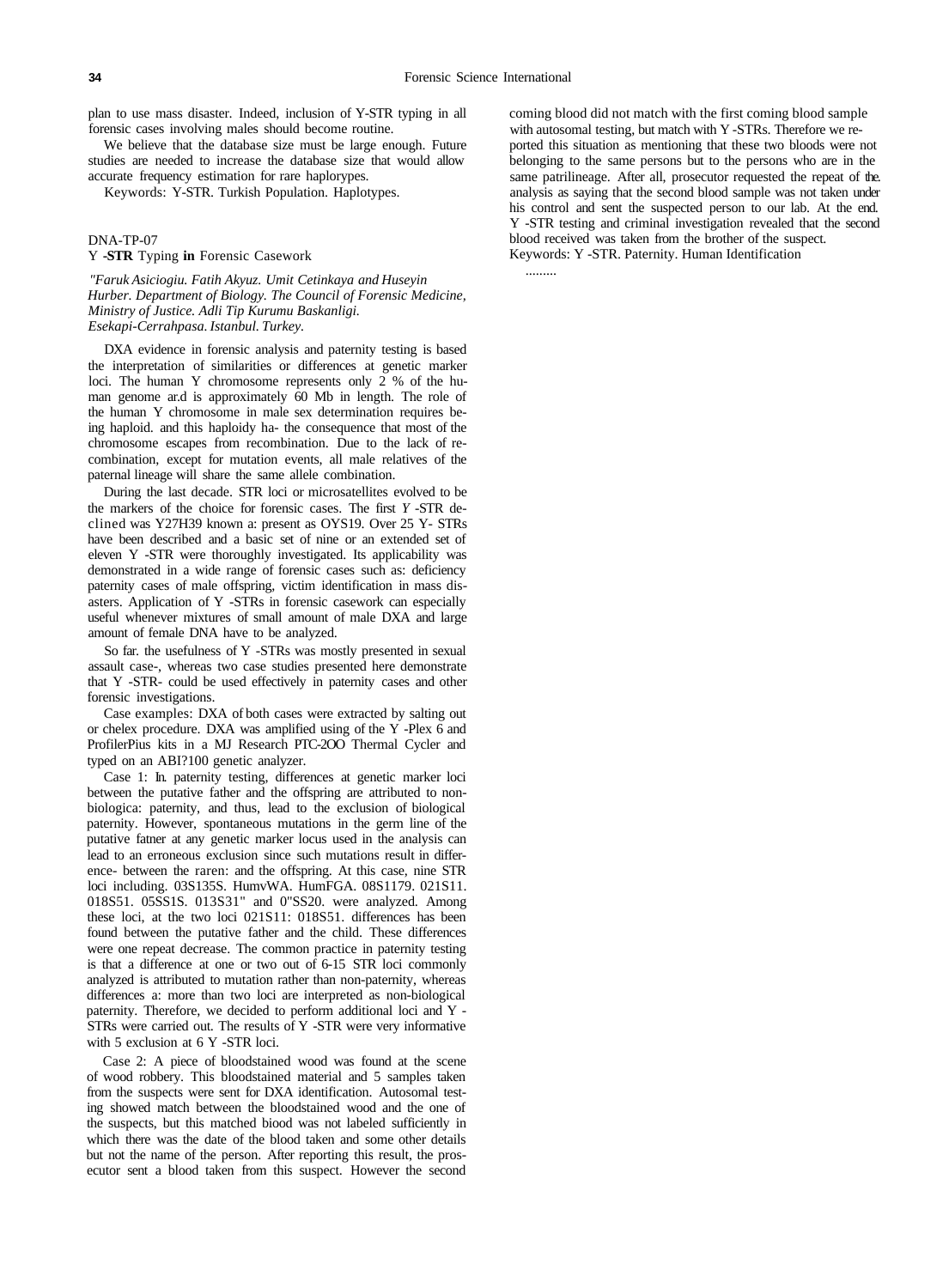plan to use mass disaster. Indeed, inclusion of Y-STR typing in all forensic cases involving males should become routine.

We believe that the database size must be large enough. Future studies are needed to increase the database size that would allow accurate frequency estimation for rare haplorypes.

Keywords: Y-STR. Turkish Population. Haplotypes.

DNA-TP-07

## Y -**STR** Typing **in** Forensic Casework

*"Faruk Asiciogiu. Fatih Akyuz. Umit Cetinkaya and Huseyin Hurber. Department of Biology. The Council of Forensic Medicine, Ministry of Justice. Adli Tip Kurumu Baskanligi. Esekapi-Cerrahpasa. Istanbul. Turkey.*

DXA evidence in forensic analysis and paternity testing is based the interpretation of similarities or differences at genetic marker loci. The human Y chromosome represents only 2 % of the human genome ar.d is approximately 60 Mb in length. The role of the human Y chromosome in male sex determination requires being haploid. and this haploidy ha- the consequence that most of the chromosome escapes from recombination. Due to the lack of recombination, except for mutation events, all male relatives of the paternal lineage will share the same allele combination.

During the last decade. STR loci or microsatellites evolved to be the markers of the choice for forensic cases. The first *Y* -STR declined was Y27H39 known a: present as OYS19. Over 25 Y- STRs have been described and a basic set of nine or an extended set of eleven Y -STR were thoroughly investigated. Its applicability was demonstrated in a wide range of forensic cases such as: deficiency paternity cases of male offspring, victim identification in mass disasters. Application of Y -STRs in forensic casework can especially useful whenever mixtures of small amount of male DXA and large amount of female DNA have to be analyzed.

So far. the usefulness of Y -STRs was mostly presented in sexual assault case-, whereas two case studies presented here demonstrate that Y -STR- could be used effectively in paternity cases and other forensic investigations.

Case examples: DXA of both cases were extracted by salting out or chelex procedure. DXA was amplified using of the Y -Plex 6 and ProfilerPius kits in a MJ Research PTC-2OO Thermal Cycler and typed on an ABI?100 genetic analyzer.

Case 1: In. paternity testing, differences at genetic marker loci between the putative father and the offspring are attributed to non-biologica: paternity, and thus, lead to the exclusion of biological paternity. However, spontaneous mutations in the germ line of the putative fatner at any genetic marker locus used in the analysis can lead to an erroneous exclusion since such mutations result in difference- between the raren: and the offspring. At this case, nine STR loci including. 03S135S. HumvWA. HumFGA. 08S1179. 021S11. 018S51. 05SS1S. 013S31" and 0"SS20. were analyzed. Among these loci, at the two loci 021S11: 018S51. differences has been found between the putative father and the child. These differences were one repeat decrease. The common practice in paternity testing is that a difference at one or two out of 6-15 STR loci commonly analyzed is attributed to mutation rather than non-paternity, whereas differences a: more than two loci are interpreted as non-biological paternity. Therefore, we decided to perform additional loci and Y - STRs were carried out. The results of Y -STR were very informative with 5 exclusion at 6 Y -STR loci.

Case 2: A piece of bloodstained wood was found at the scene of wood robbery. This bloodstained material and 5 samples taken from the suspects were sent for DXA identification. Autosomal testing showed match between the bloodstained wood and the one of the suspects, but this matched biood was not labeled sufficiently in which there was the date of the blood taken and some other details but not the name of the person. After reporting this result, the prosecutor sent a blood taken from this suspect. However the second coming blood did not match with the first coming blood sample with autosomal testing, but match with Y -STRs. Therefore we reported this situation as mentioning that these two bloods were not belonging to the same persons but to the persons who are in the same patrilineage. After all, prosecutor requested the repeat of the analysis as saying that the second blood sample was not taken under his control and sent the suspected person to our lab. At the end. Y -STR testing and criminal investigation revealed that the second blood received was taken from the brother of the suspect.

Keywords: Y -STR. Paternity. Human Identification

.........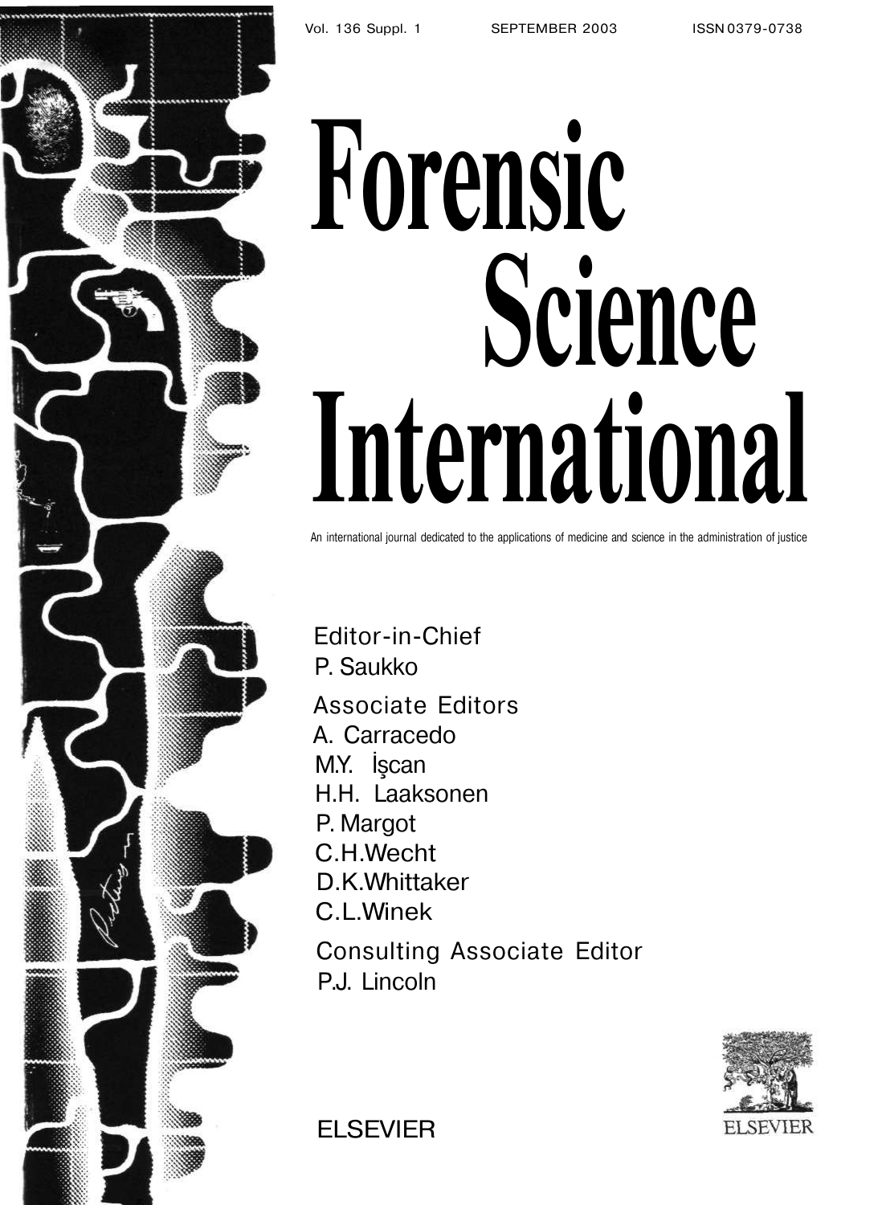Vol. 136 Suppl. 1 SEPTEMBER 2003 ISSN 0379-0738

# Forensic Science International

An international journal dedicated to the applications of medicine and science in the administration of justice

Editor-in-Chief
P. Saukko

Associate Editors
A. Carracedo
M.Y. İşcan
H.H. Laaksonen
P. Margot
C.H.Wecht
D.K.Whittaker
C.L.Winek

Consulting Associate Editor
P.J. Lincoln

ELSEVIER

ELSEVIER